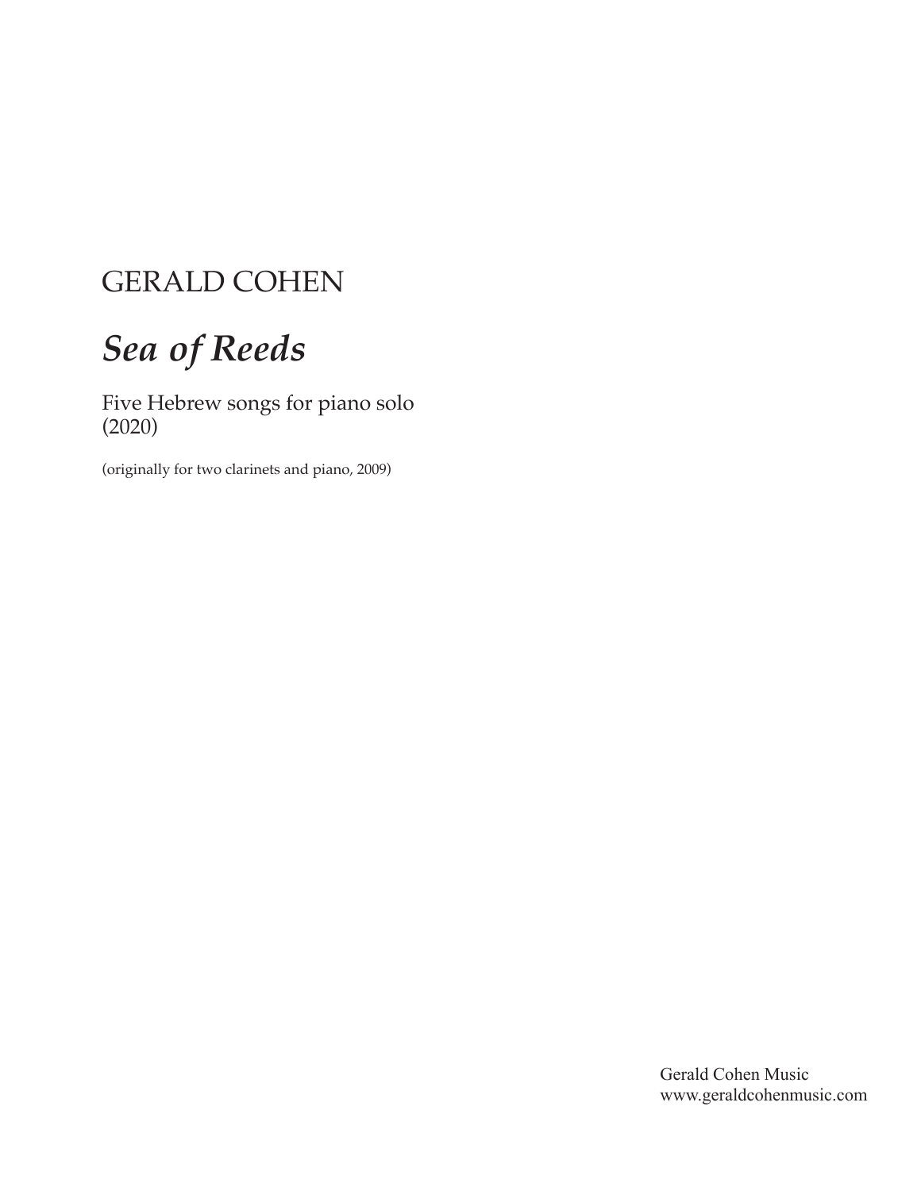GERALD COHEN

# *Sea of Reeds*

Five Hebrew songs for piano solo
(2020)

(originally for two clarinets and piano, 2009)

Gerald Cohen Music
www.geraldcohenmusic.com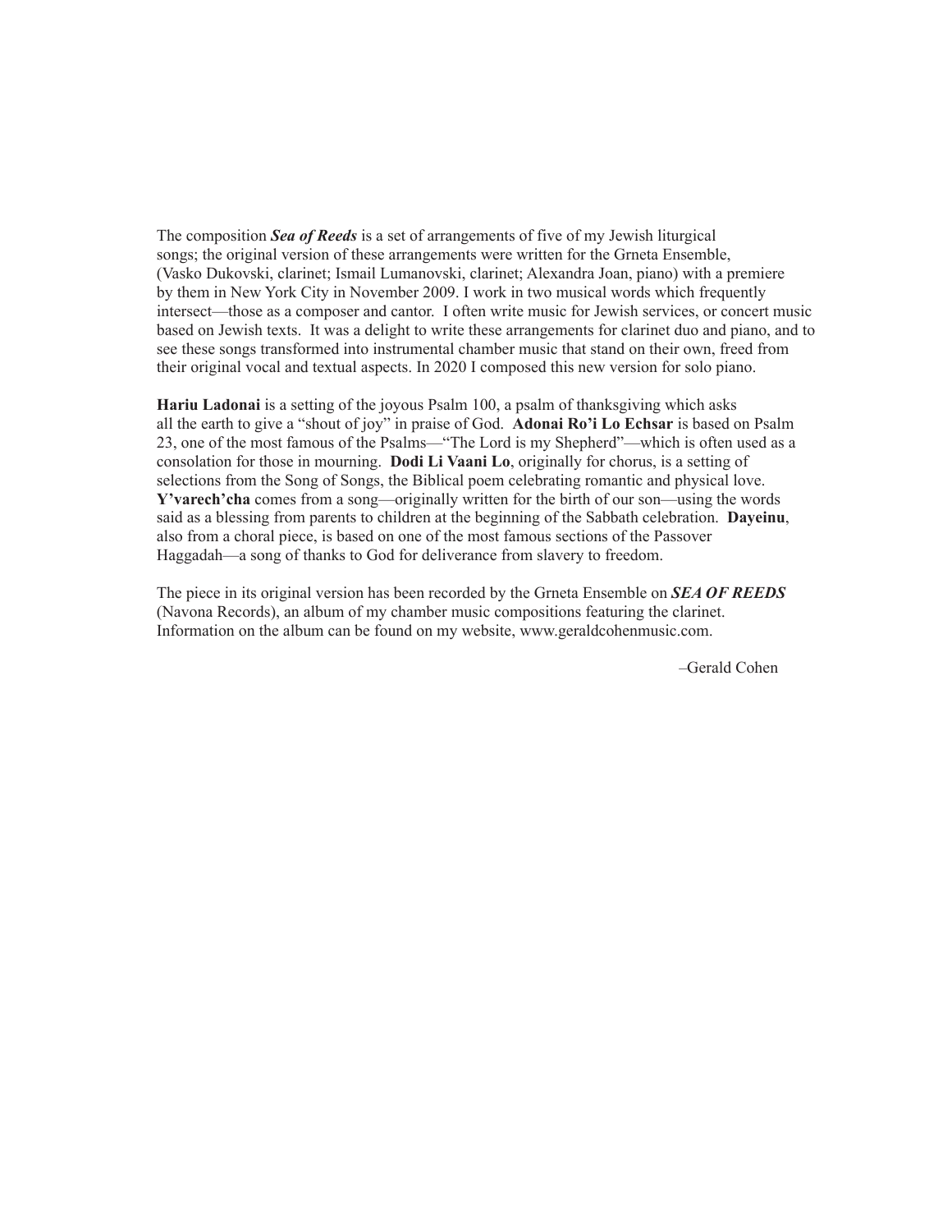The composition ***Sea of Reeds*** is a set of arrangements of five of my Jewish liturgical songs; the original version of these arrangements were written for the Grneta Ensemble, (Vasko Dukovski, clarinet; Ismail Lumanovski, clarinet; Alexandra Joan, piano) with a premiere by them in New York City in November 2009. I work in two musical words which frequently intersect—those as a composer and cantor. I often write music for Jewish services, or concert music based on Jewish texts. It was a delight to write these arrangements for clarinet duo and piano, and to see these songs transformed into instrumental chamber music that stand on their own, freed from their original vocal and textual aspects. In 2020 I composed this new version for solo piano.

**Hariu Ladonai** is a setting of the joyous Psalm 100, a psalm of thanksgiving which asks all the earth to give a "shout of joy" in praise of God. **Adonai Ro'i Lo Echsar** is based on Psalm 23, one of the most famous of the Psalms—"The Lord is my Shepherd"—which is often used as a consolation for those in mourning. **Dodi Li Vaani Lo**, originally for chorus, is a setting of selections from the Song of Songs, the Biblical poem celebrating romantic and physical love. **Y'varech'cha** comes from a song—originally written for the birth of our son—using the words said as a blessing from parents to children at the beginning of the Sabbath celebration. **Dayeinu**, also from a choral piece, is based on one of the most famous sections of the Passover Haggadah—a song of thanks to God for deliverance from slavery to freedom.

The piece in its original version has been recorded by the Grneta Ensemble on ***SEA OF REEDS*** (Navona Records), an album of my chamber music compositions featuring the clarinet. Information on the album can be found on my website, www.geraldcohenmusic.com.

–Gerald Cohen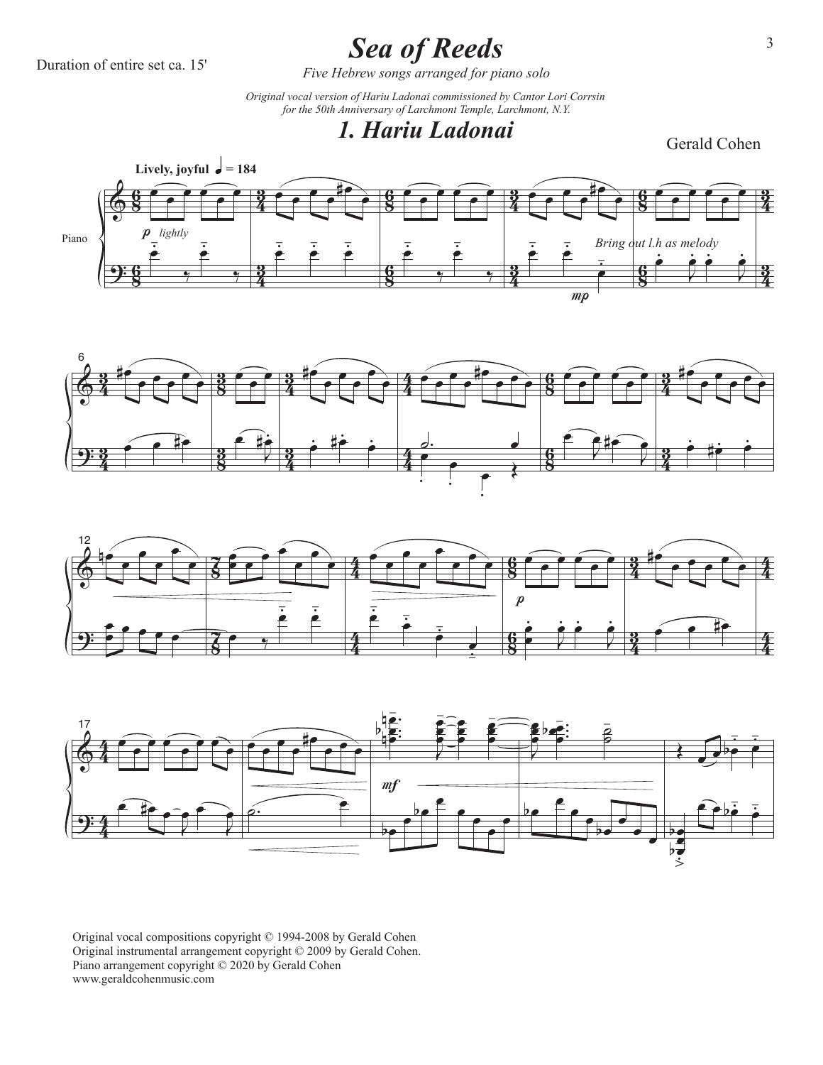Duration of entire set ca. 15'

# *Sea of Reeds*

*Five Hebrew songs arranged for piano solo*

*Original vocal version of Hariu Ladonai commissioned by Cantor Lori Corrsin for the 50th Anniversary of Larchmont Temple, Larchmont, N.Y.*

## *1. Hariu Ladonai*

Gerald Cohen

Original vocal compositions copyright © 1994-2008 by Gerald Cohen
Original instrumental arrangement copyright © 2009 by Gerald Cohen.
Piano arrangement copyright © 2020 by Gerald Cohen
www.geraldcohenmusic.com